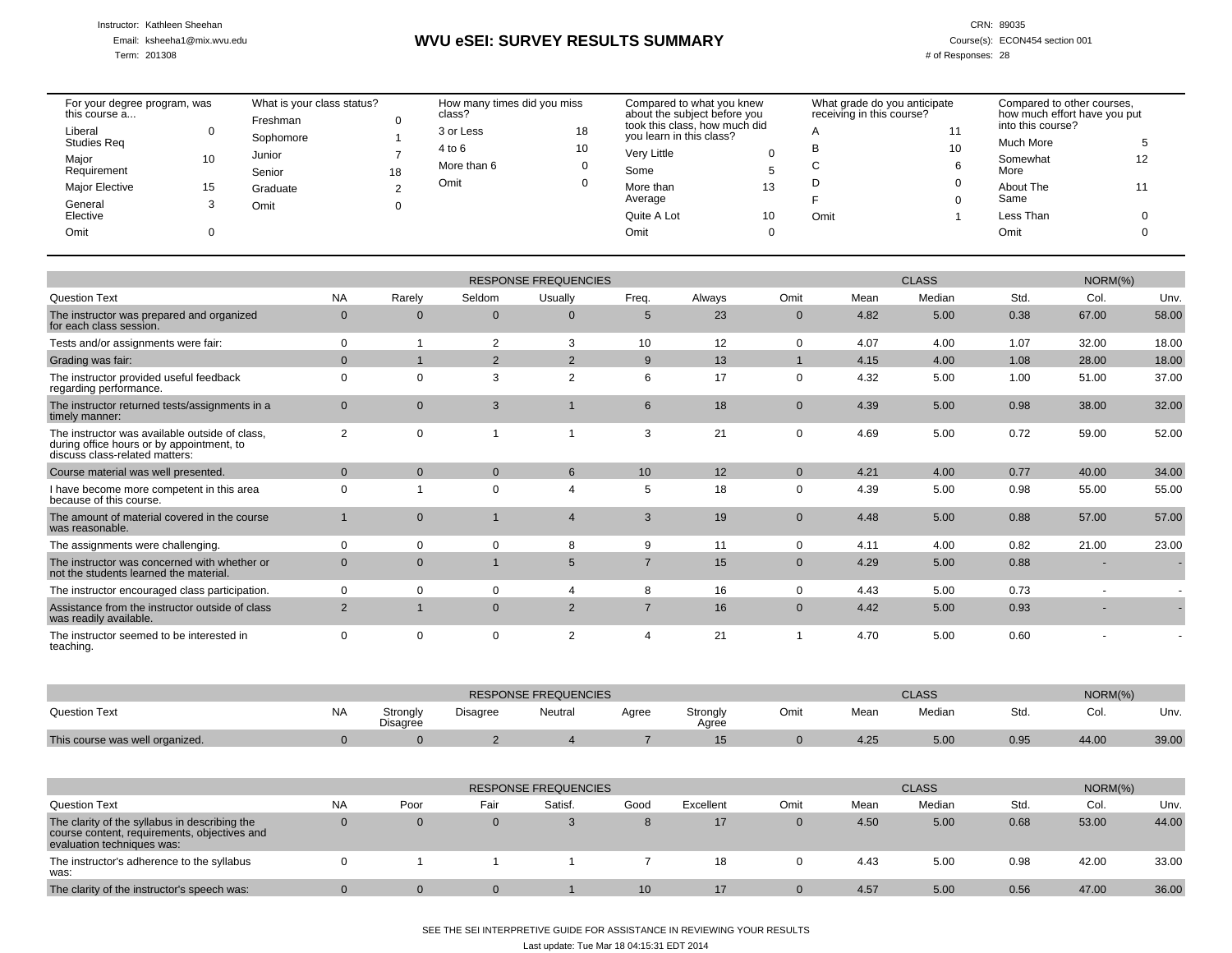Instructor: Kathleen Sheehan
Email: ksheeha1@mix.wvu.edu
Term: 201308

# WVU eSEI: SURVEY RESULTS SUMMARY

CRN: 89035
Course(s): ECON454 section 001
# of Responses: 28

| For your degree program, was this course a... | |
|---|---|
| Liberal Studies Req | 0 |
| Major Requirement | 10 |
| Major Elective | 15 |
| General Elective | 3 |
| Omit | 0 |

| What is your class status? | |
|---|---|
| Freshman | 0 |
| Sophomore | 1 |
| Junior | 7 |
| Senior | 18 |
| Graduate | 2 |
| Omit | 0 |

| How many times did you miss class? | |
|---|---|
| 3 or Less | 18 |
| 4 to 6 | 10 |
| More than 6 | 0 |
| Omit | 0 |

| Compared to what you knew about the subject before you took this class, how much did you learn in this class? | |
|---|---|
| Very Little | 0 |
| Some | 5 |
| More than Average | 13 |
| Quite A Lot | 10 |
| Omit | 0 |

| What grade do you anticipate receiving in this course? | |
|---|---|
| A | 11 |
| B | 10 |
| C | 6 |
| D | 0 |
| F | 0 |
| Omit | 1 |

| Compared to other courses, how much effort have you put into this course? | |
|---|---|
| Much More | 5 |
| Somewhat More | 12 |
| About The Same | 11 |
| Less Than | 0 |
| Omit | 0 |

| | RESPONSE FREQUENCIES | | | | | | | CLASS | | | NORM(%) | |
|---|---|---|---|---|---|---|---|---|---|---|---|---|
| Question Text | NA | Rarely | Seldom | Usually | Freq. | Always | Omit | Mean | Median | Std. | Col. | Unv. |
| The instructor was prepared and organized for each class session. | 0 | 0 | 0 | 0 | 5 | 23 | 0 | 4.82 | 5.00 | 0.38 | 67.00 | 58.00 |
| Tests and/or assignments were fair: | 0 | 1 | 2 | 3 | 10 | 12 | 0 | 4.07 | 4.00 | 1.07 | 32.00 | 18.00 |
| Grading was fair: | 0 | 1 | 2 | 2 | 9 | 13 | 1 | 4.15 | 4.00 | 1.08 | 28.00 | 18.00 |
| The instructor provided useful feedback regarding performance. | 0 | 0 | 3 | 2 | 6 | 17 | 0 | 4.32 | 5.00 | 1.00 | 51.00 | 37.00 |
| The instructor returned tests/assignments in a timely manner: | 0 | 0 | 3 | 1 | 6 | 18 | 0 | 4.39 | 5.00 | 0.98 | 38.00 | 32.00 |
| The instructor was available outside of class, during office hours or by appointment, to discuss class-related matters: | 2 | 0 | 1 | 1 | 3 | 21 | 0 | 4.69 | 5.00 | 0.72 | 59.00 | 52.00 |
| Course material was well presented. | 0 | 0 | 0 | 6 | 10 | 12 | 0 | 4.21 | 4.00 | 0.77 | 40.00 | 34.00 |
| I have become more competent in this area because of this course. | 0 | 1 | 0 | 4 | 5 | 18 | 0 | 4.39 | 5.00 | 0.98 | 55.00 | 55.00 |
| The amount of material covered in the course was reasonable. | 1 | 0 | 1 | 4 | 3 | 19 | 0 | 4.48 | 5.00 | 0.88 | 57.00 | 57.00 |
| The assignments were challenging. | 0 | 0 | 0 | 8 | 9 | 11 | 0 | 4.11 | 4.00 | 0.82 | 21.00 | 23.00 |
| The instructor was concerned with whether or not the students learned the material. | 0 | 0 | 1 | 5 | 7 | 15 | 0 | 4.29 | 5.00 | 0.88 | - | - |
| The instructor encouraged class participation. | 0 | 0 | 0 | 4 | 8 | 16 | 0 | 4.43 | 5.00 | 0.73 | - | - |
| Assistance from the instructor outside of class was readily available. | 2 | 1 | 0 | 2 | 7 | 16 | 0 | 4.42 | 5.00 | 0.93 | - | - |
| The instructor seemed to be interested in teaching. | 0 | 0 | 0 | 2 | 4 | 21 | 1 | 4.70 | 5.00 | 0.60 | - | - |

| | RESPONSE FREQUENCIES | | | | | | | CLASS | | | NORM(%) | |
|---|---|---|---|---|---|---|---|---|---|---|---|---|
| Question Text | NA | Strongly Disagree | Disagree | Neutral | Agree | Strongly Agree | Omit | Mean | Median | Std. | Col. | Unv. |
| This course was well organized. | 0 | 0 | 2 | 4 | 7 | 15 | 0 | 4.25 | 5.00 | 0.95 | 44.00 | 39.00 |

| | RESPONSE FREQUENCIES | | | | | | | CLASS | | | NORM(%) | |
|---|---|---|---|---|---|---|---|---|---|---|---|---|
| Question Text | NA | Poor | Fair | Satisf. | Good | Excellent | Omit | Mean | Median | Std. | Col. | Unv. |
| The clarity of the syllabus in describing the course content, requirements, objectives and evaluation techniques was: | 0 | 0 | 0 | 3 | 8 | 17 | 0 | 4.50 | 5.00 | 0.68 | 53.00 | 44.00 |
| The instructor's adherence to the syllabus was: | 0 | 1 | 1 | 1 | 7 | 18 | 0 | 4.43 | 5.00 | 0.98 | 42.00 | 33.00 |
| The clarity of the instructor's speech was: | 0 | 0 | 0 | 1 | 10 | 17 | 0 | 4.57 | 5.00 | 0.56 | 47.00 | 36.00 |

SEE THE SEI INTERPRETIVE GUIDE FOR ASSISTANCE IN REVIEWING YOUR RESULTS

Last update: Tue Mar 18 04:15:31 EDT 2014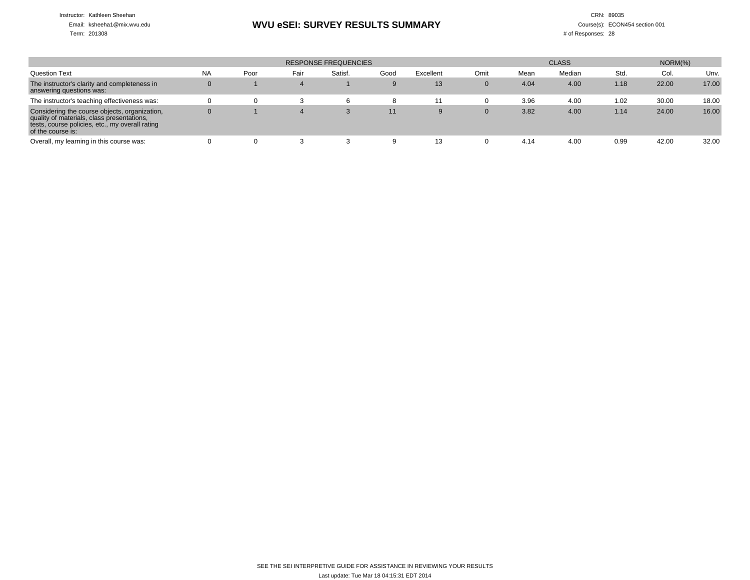Instructor: Kathleen Sheehan
Email: ksheeha1@mix.wvu.edu
Term: 201308

# WVU eSEI: SURVEY RESULTS SUMMARY

CRN: 89035
Course(s): ECON454 section 001
# of Responses: 28

| | RESPONSE FREQUENCIES | | | | | | | CLASS | | | NORM(%) | |
|---|---|---|---|---|---|---|---|---|---|---|---|---|
| Question Text | NA | Poor | Fair | Satisf. | Good | Excellent | Omit | Mean | Median | Std. | Col. | Unv. |
| The instructor's clarity and completeness in answering questions was: | 0 | 1 | 4 | 1 | 9 | 13 | 0 | 4.04 | 4.00 | 1.18 | 22.00 | 17.00 |
| The instructor's teaching effectiveness was: | 0 | 0 | 3 | 6 | 8 | 11 | 0 | 3.96 | 4.00 | 1.02 | 30.00 | 18.00 |
| Considering the course objects, organization, quality of materials, class presentations, tests, course policies, etc., my overall rating of the course is: | 0 | 1 | 4 | 3 | 11 | 9 | 0 | 3.82 | 4.00 | 1.14 | 24.00 | 16.00 |
| Overall, my learning in this course was: | 0 | 0 | 3 | 3 | 9 | 13 | 0 | 4.14 | 4.00 | 0.99 | 42.00 | 32.00 |

SEE THE SEI INTERPRETIVE GUIDE FOR ASSISTANCE IN REVIEWING YOUR RESULTS

Last update: Tue Mar 18 04:15:31 EDT 2014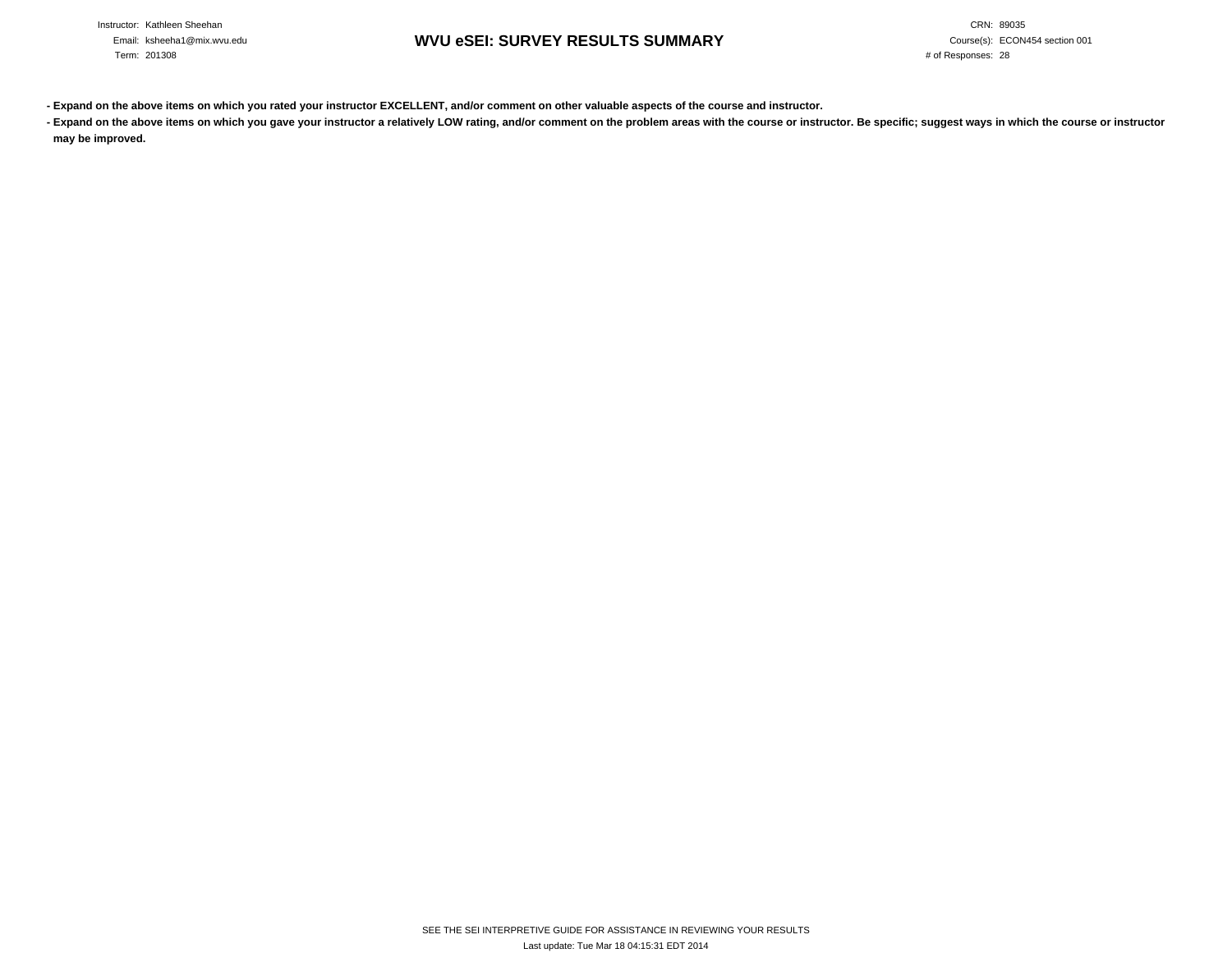Instructor: Kathleen Sheehan
Email: ksheeha1@mix.wvu.edu
Term: 201308

# WVU eSEI: SURVEY RESULTS SUMMARY

CRN: 89035
Course(s): ECON454 section 001
# of Responses: 28

**- Expand on the above items on which you rated your instructor EXCELLENT, and/or comment on other valuable aspects of the course and instructor.**

**- Expand on the above items on which you gave your instructor a relatively LOW rating, and/or comment on the problem areas with the course or instructor. Be specific; suggest ways in which the course or instructor may be improved.**

SEE THE SEI INTERPRETIVE GUIDE FOR ASSISTANCE IN REVIEWING YOUR RESULTS

Last update: Tue Mar 18 04:15:31 EDT 2014